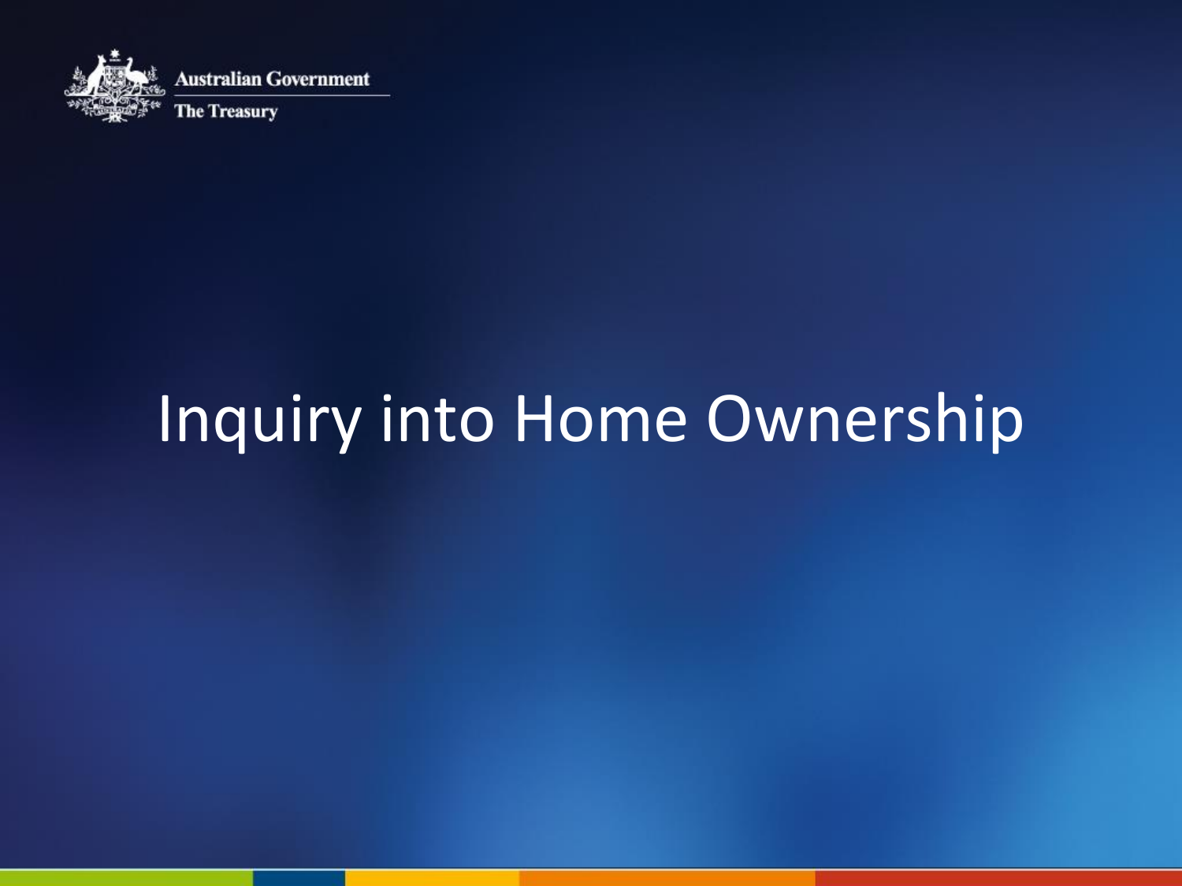Australian Government

The Treasury

# Inquiry into Home Ownership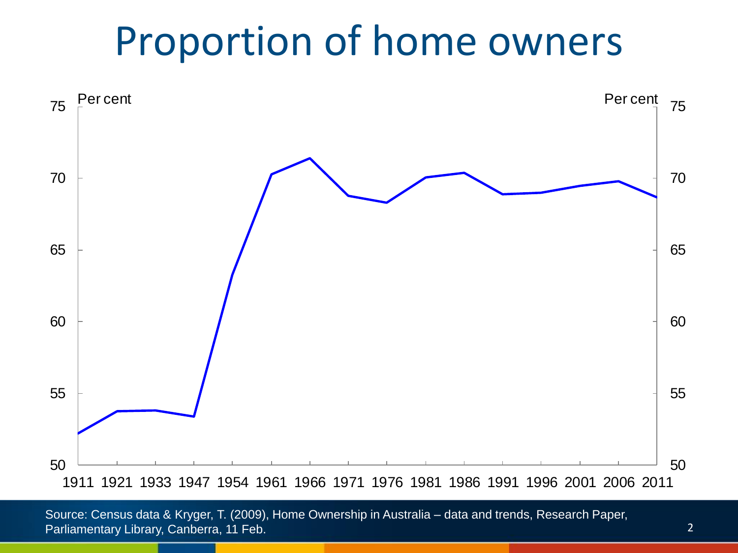# Proportion of home owners

Source: Census data & Kryger, T. (2009), Home Ownership in Australia – data and trends, Research Paper, Parliamentary Library, Canberra, 11 Feb.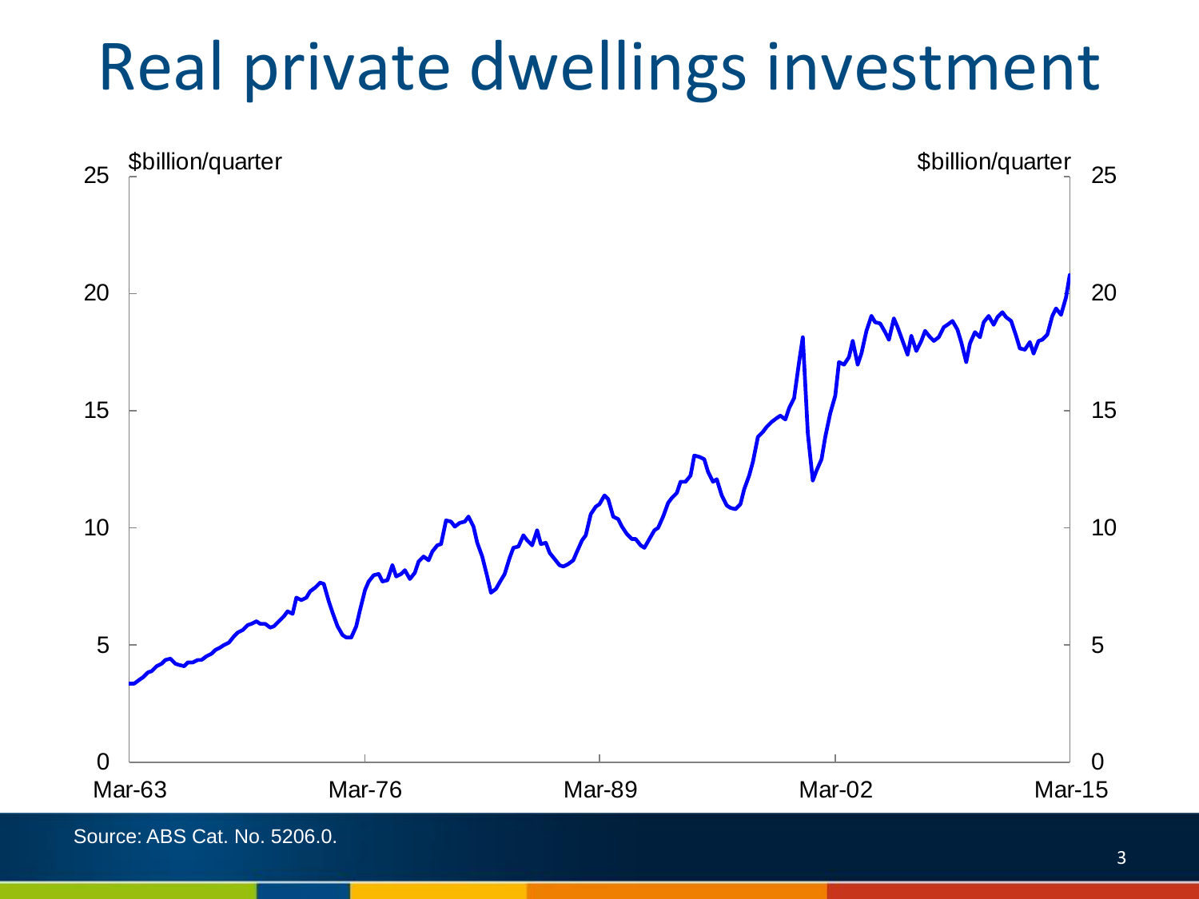# Real private dwellings investment

$billion/quarter

Source: ABS Cat. No. 5206.0.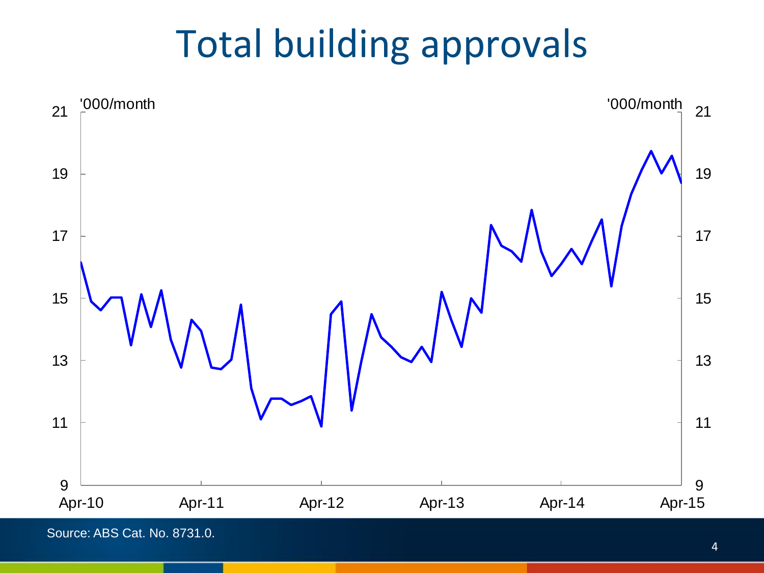# Total building approvals

'000/month

'000/month

21 | 19 | 17 | 15 | 13 | 11 | 9

Apr-10 | Apr-11 | Apr-12 | Apr-13 | Apr-14 | Apr-15

Source: ABS Cat. No. 8731.0.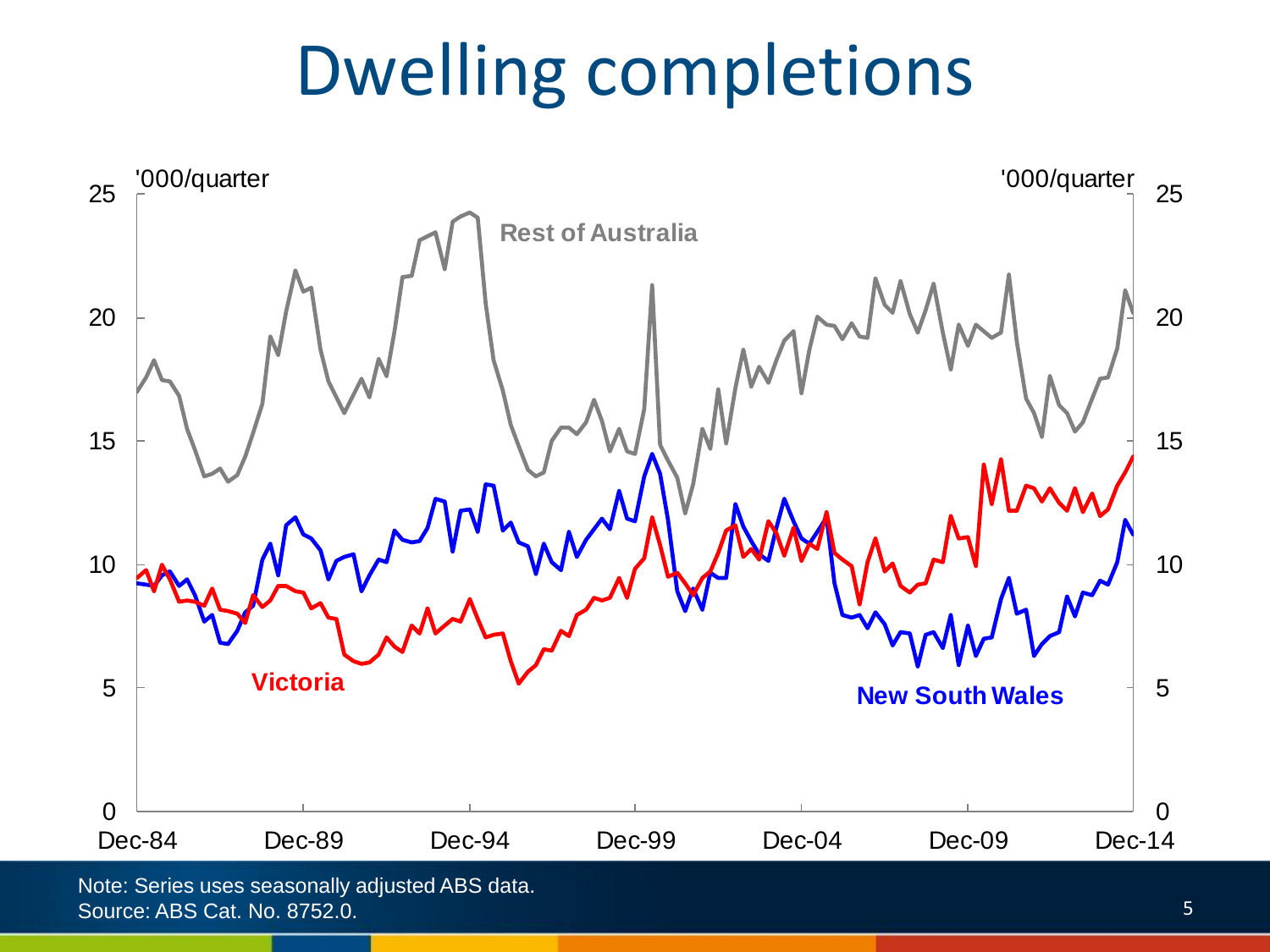# Dwelling completions

'000/quarter

Rest of Australia

Victoria

New South Wales

Note: Series uses seasonally adjusted ABS data.
Source: ABS Cat. No. 8752.0.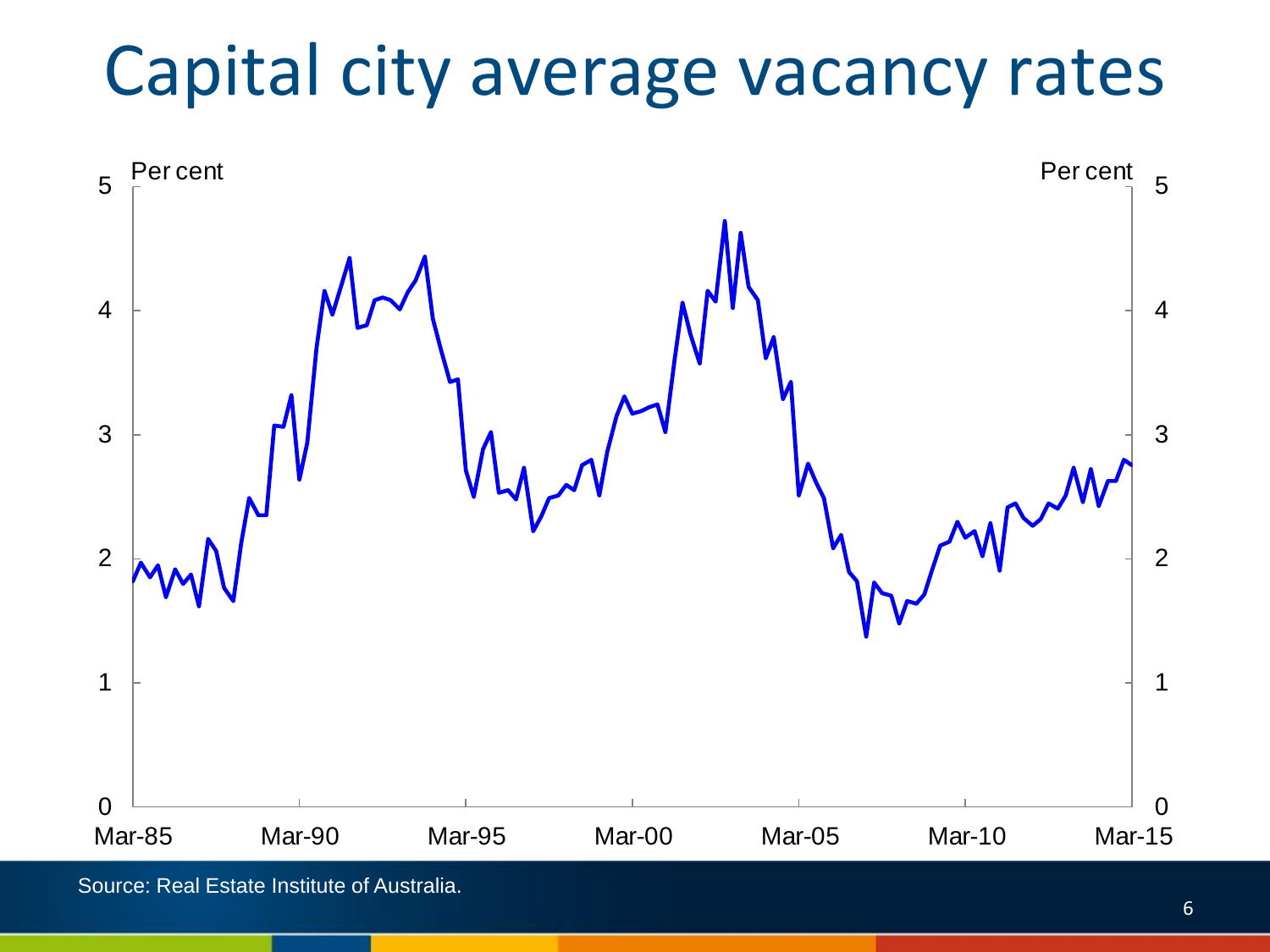# Capital city average vacancy rates

Source: Real Estate Institute of Australia.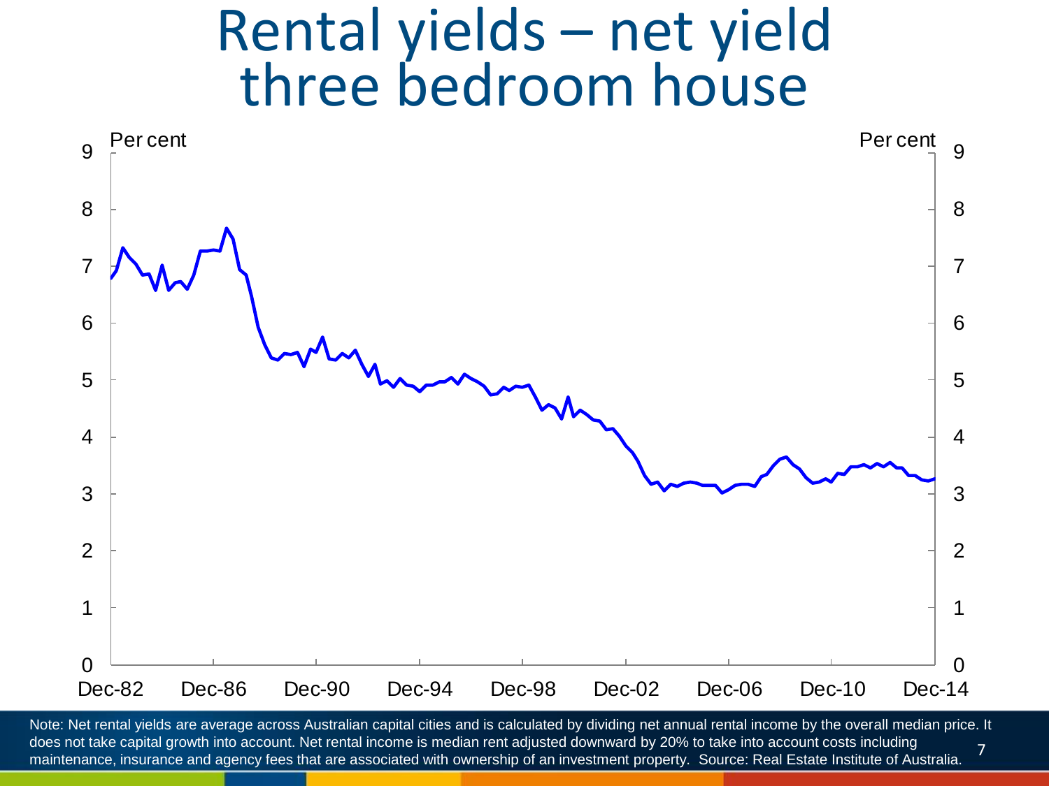# Rental yields – net yield three bedroom house

Per cent

Note: Net rental yields are average across Australian capital cities and is calculated by dividing net annual rental income by the overall median price. It does not take capital growth into account. Net rental income is median rent adjusted downward by 20% to take into account costs including maintenance, insurance and agency fees that are associated with ownership of an investment property. Source: Real Estate Institute of Australia.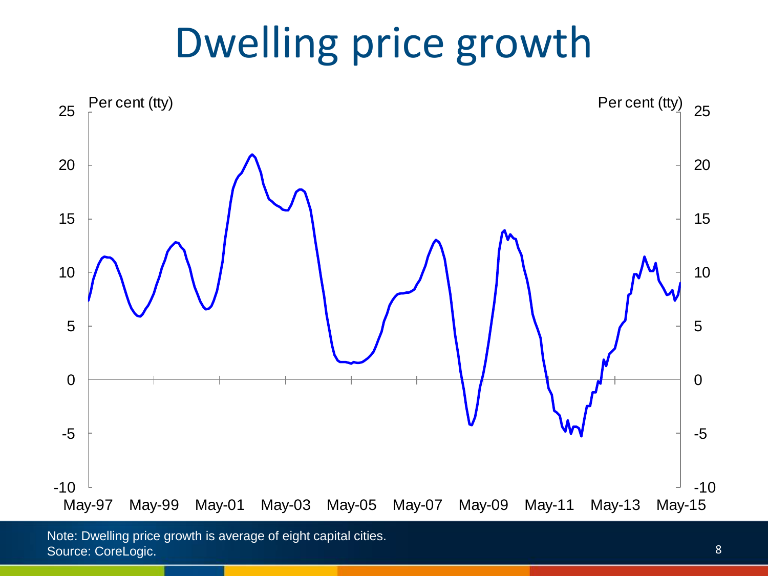# Dwelling price growth

Per cent (tty)

Note: Dwelling price growth is average of eight capital cities.
Source: CoreLogic.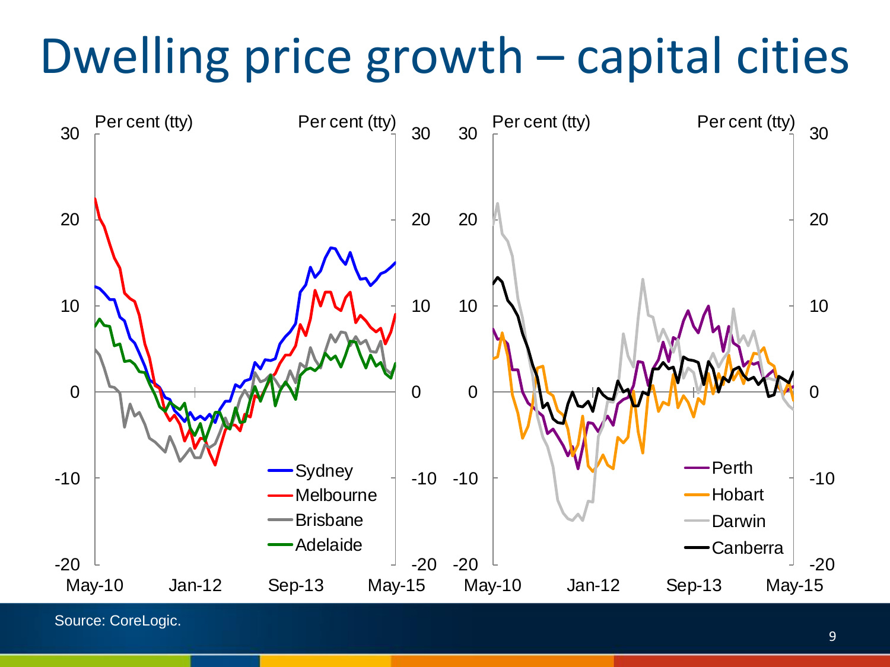# Dwelling price growth – capital cities

Per cent (tty)

Sydney, Melbourne, Brisbane, Adelaide

Perth, Hobart, Darwin, Canberra

May-10 | Jan-12 | Sep-13 | May-15

Source: CoreLogic.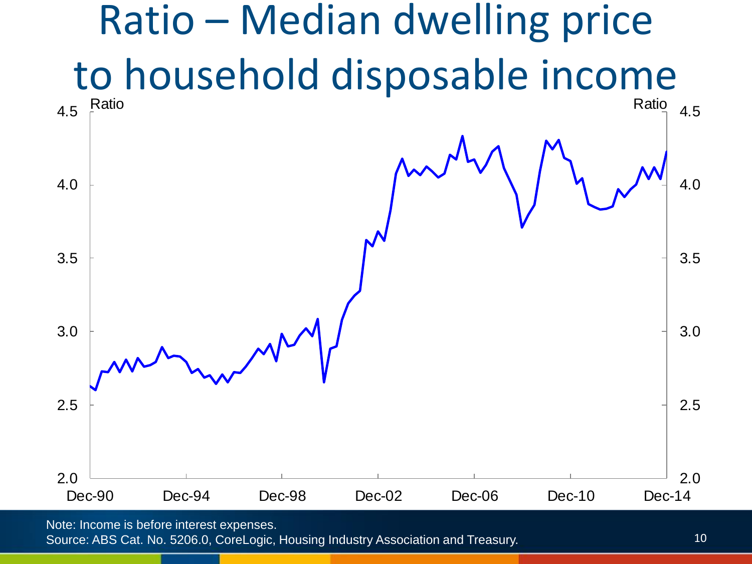# Ratio – Median dwelling price to household disposable income

Note: Income is before interest expenses.
Source: ABS Cat. No. 5206.0, CoreLogic, Housing Industry Association and Treasury.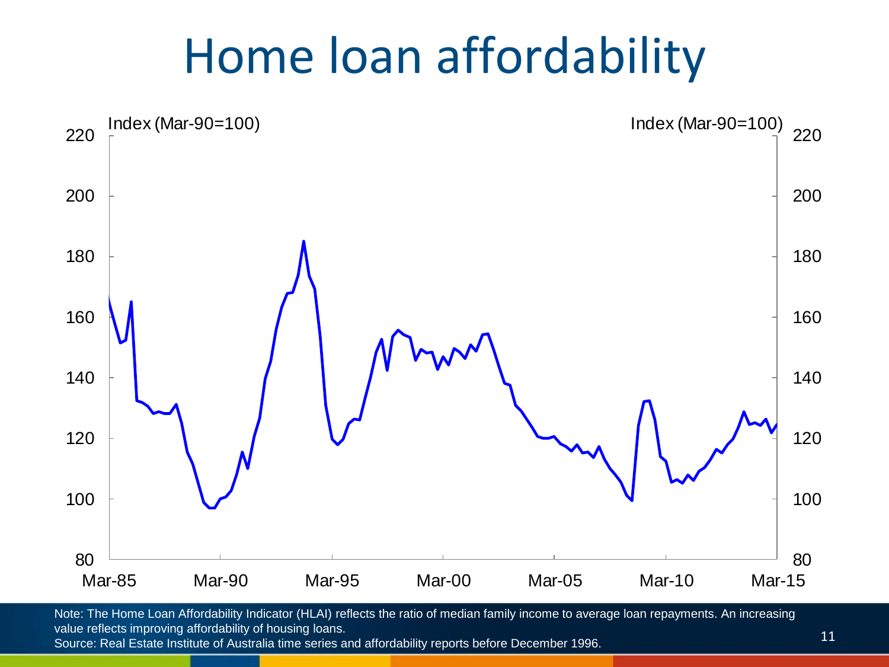# Home loan affordability

Index (Mar-90=100)

Index (Mar-90=100)

Note: The Home Loan Affordability Indicator (HLAI) reflects the ratio of median family income to average loan repayments. An increasing value reflects improving affordability of housing loans.
Source: Real Estate Institute of Australia time series and affordability reports before December 1996.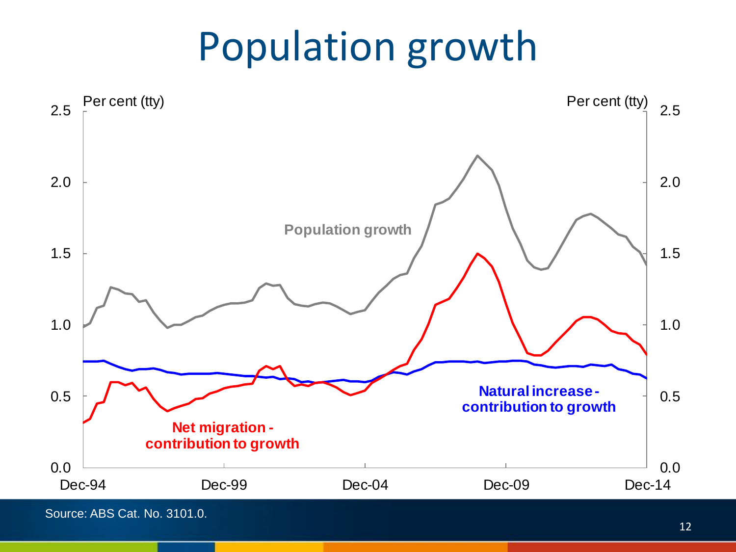# Population growth

Per cent (tty)

Population growth

Net migration - contribution to growth

Natural increase - contribution to growth

Source: ABS Cat. No. 3101.0.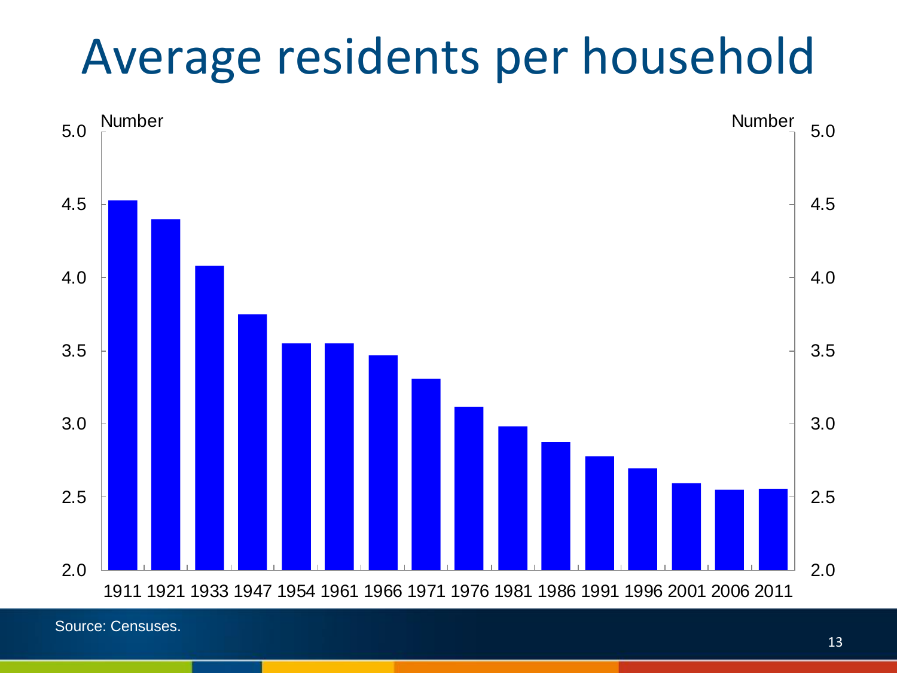# Average residents per household

Number

5.0
4.5
4.0
3.5
3.0
2.5
2.0

1911 1921 1933 1947 1954 1961 1966 1971 1976 1981 1986 1991 1996 2001 2006 2011

Source: Censuses.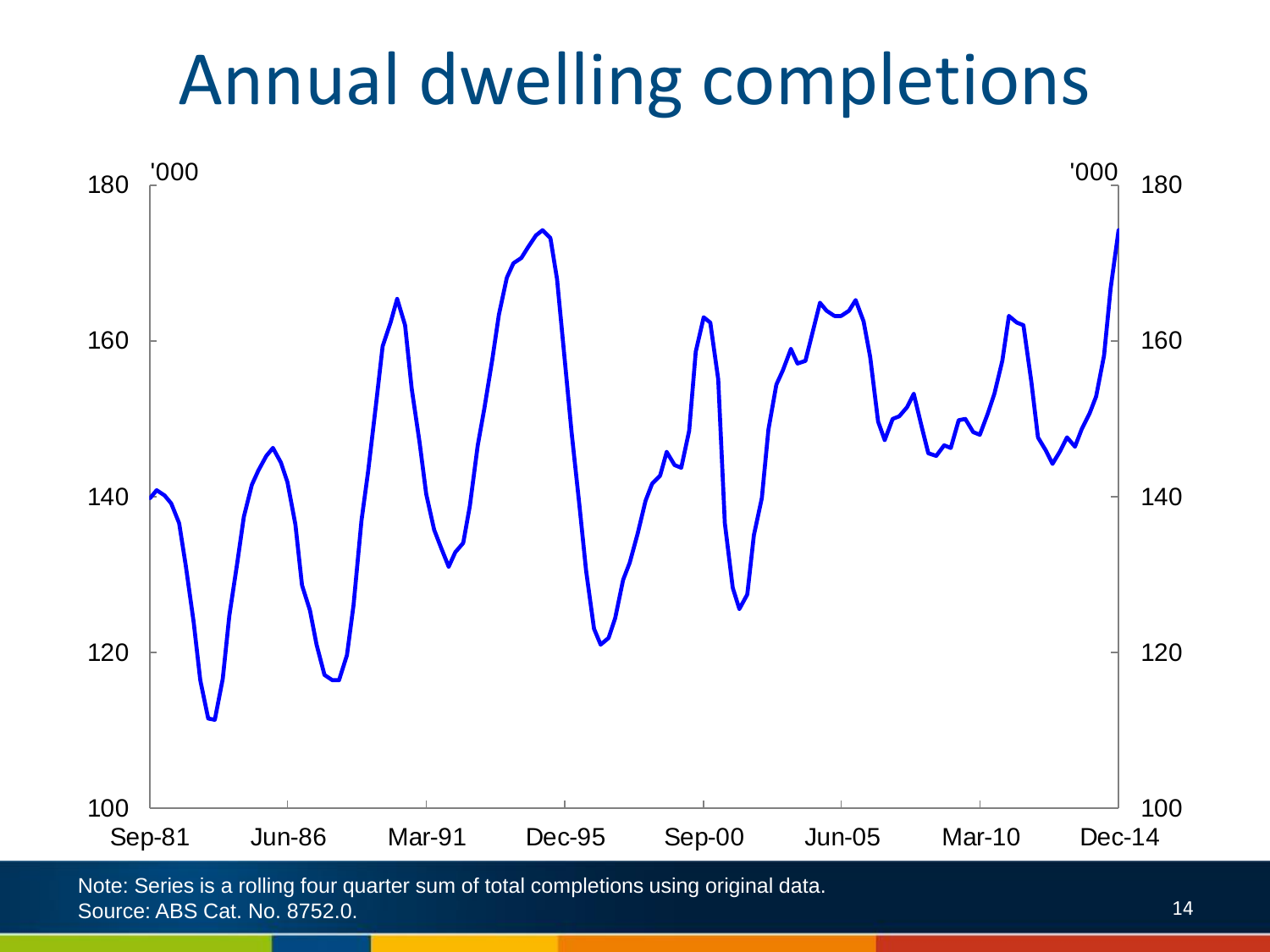# Annual dwelling completions

'000

180

160

140

120

100

Sep-81 Jun-86 Mar-91 Dec-95 Sep-00 Jun-05 Mar-10 Dec-14

Note: Series is a rolling four quarter sum of total completions using original data.
Source: ABS Cat. No. 8752.0.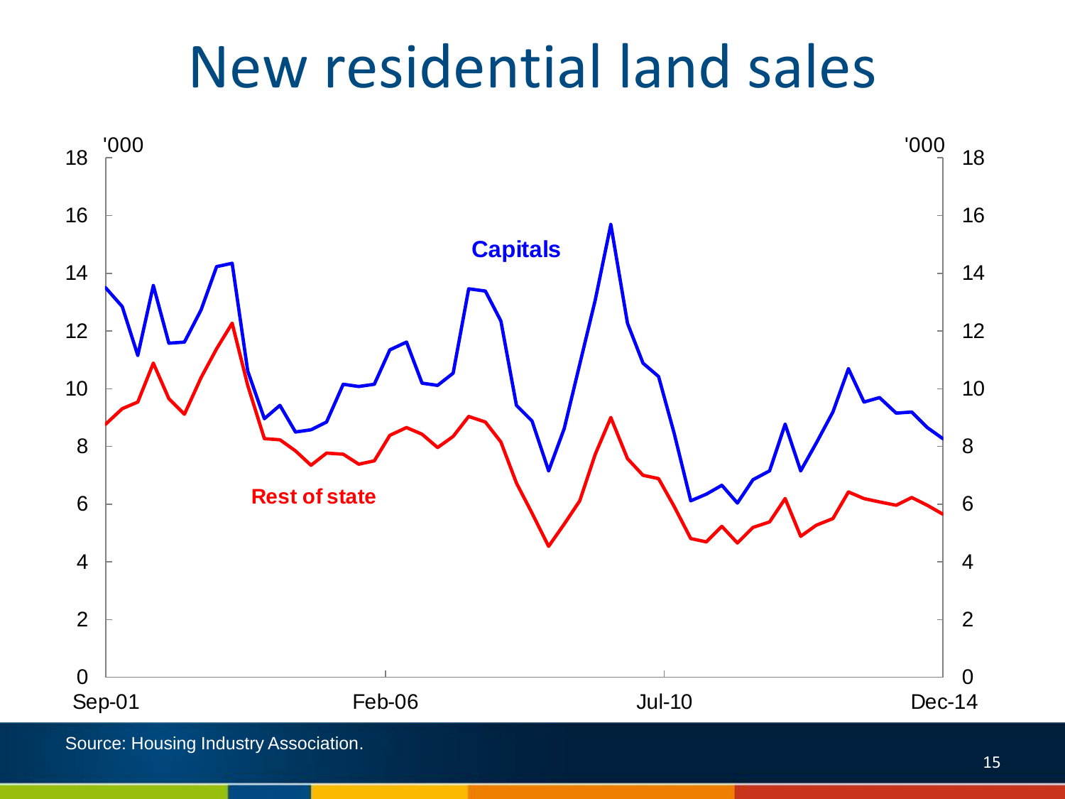# New residential land sales

'000

18
16
14
12
10
8
6
4
2
0

'000

18
16
14
12
10
8
6
4
2
0

Capitals

Rest of state

Sep-01
Feb-06
Jul-10
Dec-14

Source: Housing Industry Association.